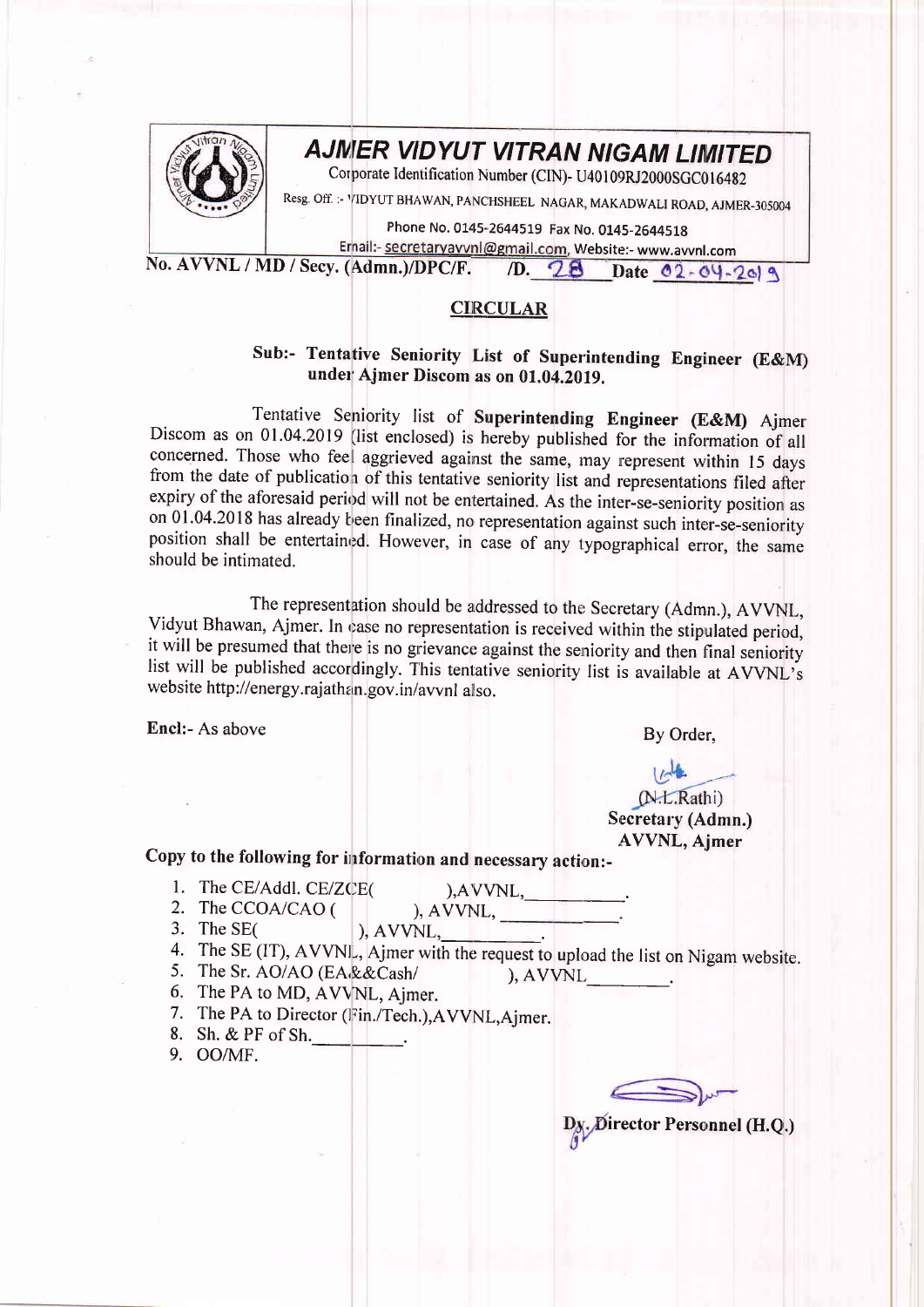# AJMER VIDYUT VITRAN NIGAM LIMITED

Corporate Identification Number (CIN)- U40109RJ2000SGC016482

Resg. Off. :- VIDYUT BHAWAN, PANCHSHEEL NAGAR, MAKADWALI ROAD, AJMER-305004

Phone No. 0145-2644519 Fax No. 0145-2644518

Email:- secretaryavvnl@gmail.com, Website:- www.avvnl.com

No. AVVNL / MD / Secy. (Admn.)/DPC/F. /D. 28 Date 02-04-2019

## CIRCULAR

**Sub:- Tentative Seniority List of Superintending Engineer (E&M) under Ajmer Discom as on 01.04.2019.**

Tentative Seniority list of **Superintending Engineer (E&M)** Ajmer Discom as on 01.04.2019 (list enclosed) is hereby published for the information of all concerned. Those who feel aggrieved against the same, may represent within 15 days from the date of publication of this tentative seniority list and representations filed after expiry of the aforesaid period will not be entertained. As the inter-se-seniority position as on 01.04.2018 has already been finalized, no representation against such inter-se-seniority position shall be entertained. However, in case of any typographical error, the same should be intimated.

The representation should be addressed to the Secretary (Admn.), AVVNL, Vidyut Bhawan, Ajmer. In case no representation is received within the stipulated period, it will be presumed that there is no grievance against the seniority and then final seniority list will be published accordingly. This tentative seniority list is available at AVVNL's website http://energy.rajathan.gov.in/avvnl also.

Encl:- As above

By Order,

(N.L.Rathi)
**Secretary (Admn.)**
**AVVNL, Ajmer**

**Copy to the following for information and necessary action:-**

1. The CE/Addl. CE/ZCE( ),AVVNL,\_\_\_\_\_\_\_\_\_\_.
2. The CCOA/CAO ( ), AVVNL, \_\_\_\_\_\_\_\_\_\_\_\_.
3. The SE( ), AVVNL,\_\_\_\_\_\_\_\_\_\_.
4. The SE (IT), AVVNL, Ajmer with the request to upload the list on Nigam website.
5. The Sr. AO/AO (EA&&Cash/ ), AVVNL\_\_\_\_\_\_\_\_\_.
6. The PA to MD, AVVNL, Ajmer.
7. The PA to Director (Fin./Tech.),AVVNL,Ajmer.
8. Sh. & PF of Sh.\_\_\_\_\_\_\_\_\_\_.
9. OO/MF.

**Dy. Director Personnel (H.Q.)**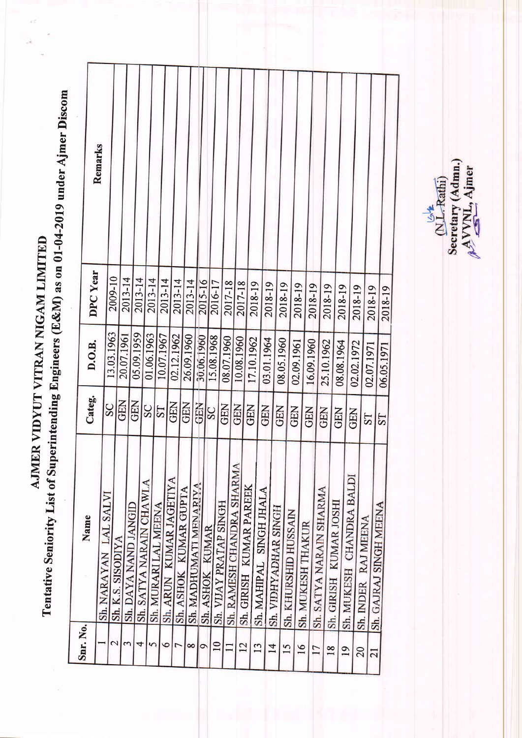# AJMER VIDYUT VITRAN NIGAM LIMITED

## Tentative Seniority List of Superintending Engineers (E&M) as on 01-04-2019 under Ajmer Discom

| Snr. No. | Name | Categ. | D.O.B. | DPC Year | Remarks |
|---|---|---|---|---|---|
| 1 | Sh. NARAYAN LAL SALVI | SC | 13.03.1963 | 2009-10 | |
| 2 | Sh. K.S. SISODIYA | GEN | 20.07.1961 | 2013-14 | |
| 3 | Sh. DAYA NAND JANGID | GEN | 05.09.1959 | 2013-14 | |
| 4 | Sh. SATYA NARAIN CHAWLA | SC | 01.06.1963 | 2013-14 | |
| 5 | Sh. MURARI LAL MEENA | ST | 10.07.1967 | 2013-14 | |
| 6 | Sh. ARUN KUMAR JAGETIYA | GEN | 02.12.1962 | 2013-14 | |
| 7 | Sh. ASHOK KUMAR GUPTA | GEN | 26.09.1960 | 2013-14 | |
| 8 | Sh. MADHUMATI MENARIYA | GEN | 30.06.1960 | 2015-16 | |
| 9 | Sh. ASHOK KUMAR | SC | 15.08.1968 | 2016-17 | |
| 10 | Sh. VIJAY PRATAP SINGH | GEN | 08.07.1960 | 2017-18 | |
| 11 | Sh. RAMESH CHANDRA SHARMA | GEN | 10.08.1960 | 2017-18 | |
| 12 | Sh. GIRISH KUMAR PAREEK | GEN | 17.10.1962 | 2018-19 | |
| 13 | Sh. MAHIPAL SINGH JHALA | GEN | 03.01.1964 | 2018-19 | |
| 14 | Sh. VIDHYADHAR SINGH | GEN | 08.05.1960 | 2018-19 | |
| 15 | Sh. KHURSHID HUSSAIN | GEN | 02.09.1961 | 2018-19 | |
| 16 | Sh. MUKESH THAKUR | GEN | 16.09.1960 | 2018-19 | |
| 17 | Sh. SATYA NARAIN SHARMA | GEN | 25.10.1962 | 2018-19 | |
| 18 | Sh. GIRISH KUMAR JOSHI | GEN | 08.08.1964 | 2018-19 | |
| 19 | Sh. MUKESH CHANDRA BALDI | GEN | 02.02.1972 | 2018-19 | |
| 20 | Sh. INDER RAJ MEENA | ST | 02.07.1971 | 2018-19 | |
| 21 | Sh. GAJRAJ SINGH MEENA | ST | 06.05.1971 | 2018-19 | |

(N.L. Rathi)
Secretary (Admn.)
AVVNL, Ajmer